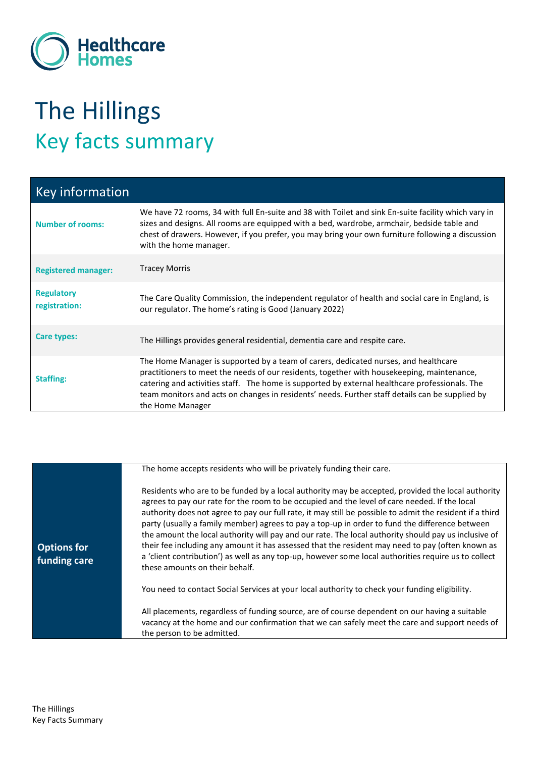Healthcare Homes

# The Hillings

## Key facts summary

| Key information | |
|---|---|
| **Number of rooms:** | We have 72 rooms, 34 with full En-suite and 38 with Toilet and sink En-suite facility which vary in sizes and designs. All rooms are equipped with a bed, wardrobe, armchair, bedside table and chest of drawers. However, if you prefer, you may bring your own furniture following a discussion with the home manager. |
| **Registered manager:** | Tracey Morris |
| **Regulatory registration:** | The Care Quality Commission, the independent regulator of health and social care in England, is our regulator. The home's rating is Good (January 2022) |
| **Care types:** | The Hillings provides general residential, dementia care and respite care. |
| **Staffing:** | The Home Manager is supported by a team of carers, dedicated nurses, and healthcare practitioners to meet the needs of our residents, together with housekeeping, maintenance, catering and activities staff. The home is supported by external healthcare professionals. The team monitors and acts on changes in residents' needs. Further staff details can be supplied by the Home Manager |

| **Options for funding care** | |
|---|---|
| | The home accepts residents who will be privately funding their care.<br><br>Residents who are to be funded by a local authority may be accepted, provided the local authority agrees to pay our rate for the room to be occupied and the level of care needed. If the local authority does not agree to pay our full rate, it may still be possible to admit the resident if a third party (usually a family member) agrees to pay a top-up in order to fund the difference between the amount the local authority will pay and our rate. The local authority should pay us inclusive of their fee including any amount it has assessed that the resident may need to pay (often known as a 'client contribution') as well as any top-up, however some local authorities require us to collect these amounts on their behalf.<br><br>You need to contact Social Services at your local authority to check your funding eligibility.<br><br>All placements, regardless of funding source, are of course dependent on our having a suitable vacancy at the home and our confirmation that we can safely meet the care and support needs of the person to be admitted. |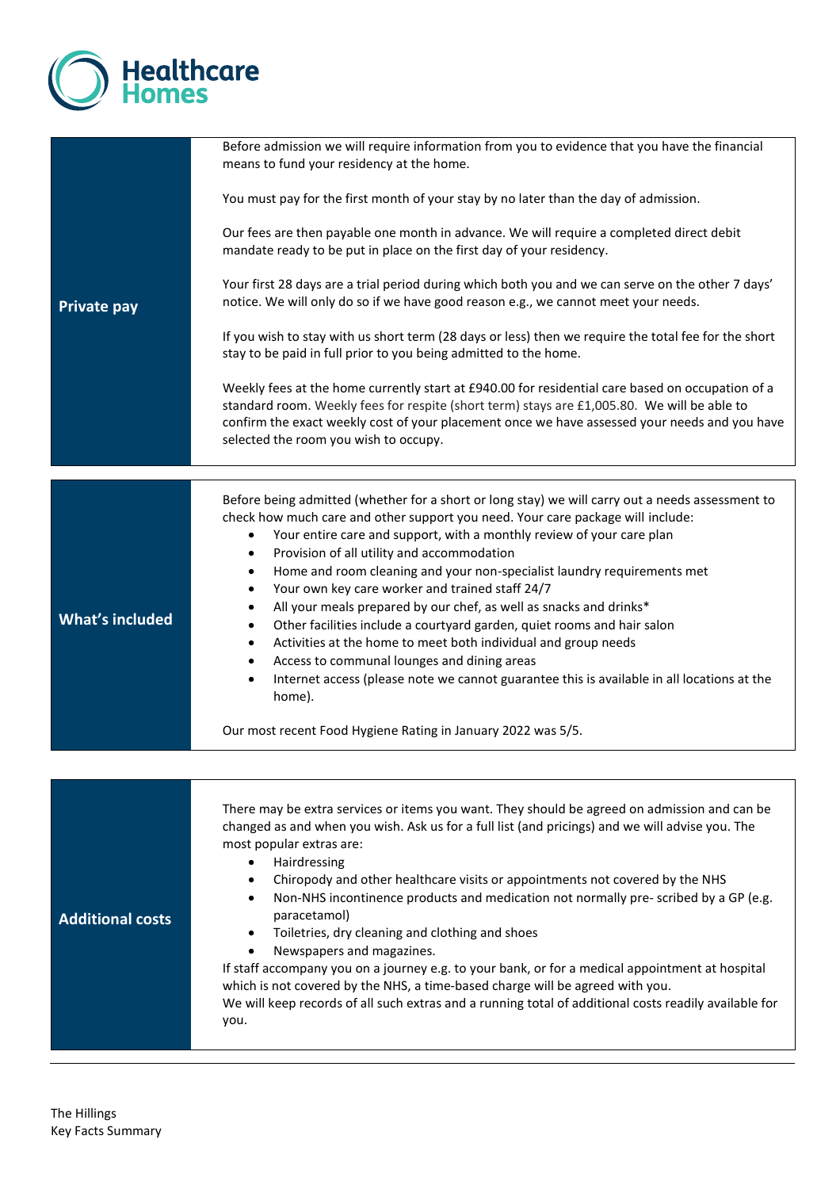| | |
|---|---|
| **Private pay** | Before admission we will require information from you to evidence that you have the financial means to fund your residency at the home.<br><br>You must pay for the first month of your stay by no later than the day of admission.<br><br>Our fees are then payable one month in advance. We will require a completed direct debit mandate ready to be put in place on the first day of your residency.<br><br>Your first 28 days are a trial period during which both you and we can serve on the other 7 days' notice. We will only do so if we have good reason e.g., we cannot meet your needs.<br><br>If you wish to stay with us short term (28 days or less) then we require the total fee for the short stay to be paid in full prior to you being admitted to the home.<br><br>Weekly fees at the home currently start at £940.00 for residential care based on occupation of a standard room. Weekly fees for respite (short term) stays are £1,005.80. We will be able to confirm the exact weekly cost of your placement once we have assessed your needs and you have selected the room you wish to occupy. |

| | |
|---|---|
| **What's included** | Before being admitted (whether for a short or long stay) we will carry out a needs assessment to check how much care and other support you need. Your care package will include:<br>• Your entire care and support, with a monthly review of your care plan<br>• Provision of all utility and accommodation<br>• Home and room cleaning and your non-specialist laundry requirements met<br>• Your own key care worker and trained staff 24/7<br>• All your meals prepared by our chef, as well as snacks and drinks*<br>• Other facilities include a courtyard garden, quiet rooms and hair salon<br>• Activities at the home to meet both individual and group needs<br>• Access to communal lounges and dining areas<br>• Internet access (please note we cannot guarantee this is available in all locations at the home).<br><br>Our most recent Food Hygiene Rating in January 2022 was 5/5. |

| | |
|---|---|
| **Additional costs** | There may be extra services or items you want. They should be agreed on admission and can be changed as and when you wish. Ask us for a full list (and pricings) and we will advise you. The most popular extras are:<br>• Hairdressing<br>• Chiropody and other healthcare visits or appointments not covered by the NHS<br>• Non-NHS incontinence products and medication not normally pre- scribed by a GP (e.g. paracetamol)<br>• Toiletries, dry cleaning and clothing and shoes<br>• Newspapers and magazines.<br>If staff accompany you on a journey e.g. to your bank, or for a medical appointment at hospital which is not covered by the NHS, a time-based charge will be agreed with you.<br>We will keep records of all such extras and a running total of additional costs readily available for you. |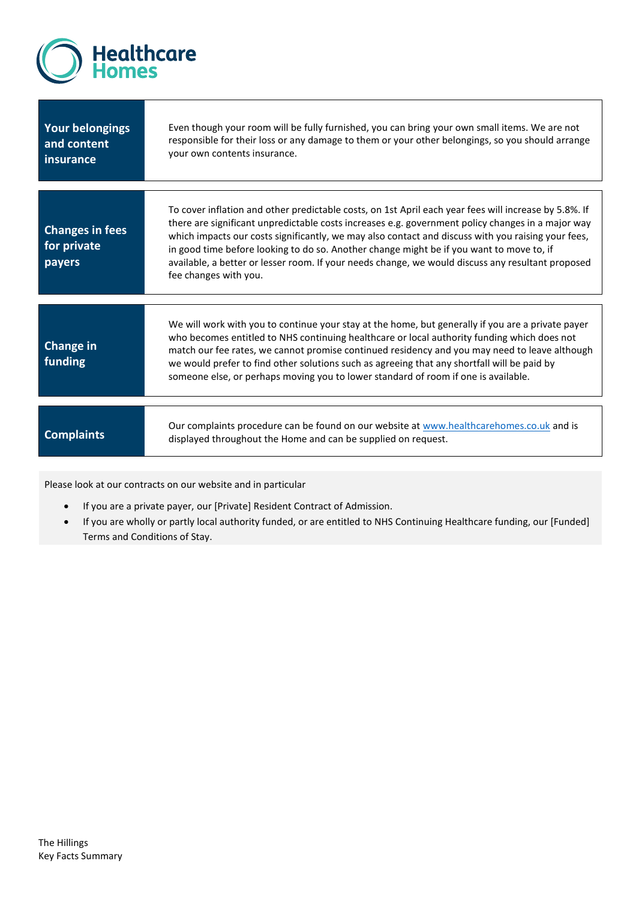| | |
|---|---|
| **Your belongings and content insurance** | Even though your room will be fully furnished, you can bring your own small items. We are not responsible for their loss or any damage to them or your other belongings, so you should arrange your own contents insurance. |
| **Changes in fees for private payers** | To cover inflation and other predictable costs, on 1st April each year fees will increase by 5.8%. If there are significant unpredictable costs increases e.g. government policy changes in a major way which impacts our costs significantly, we may also contact and discuss with you raising your fees, in good time before looking to do so. Another change might be if you want to move to, if available, a better or lesser room. If your needs change, we would discuss any resultant proposed fee changes with you. |
| **Change in funding** | We will work with you to continue your stay at the home, but generally if you are a private payer who becomes entitled to NHS continuing healthcare or local authority funding which does not match our fee rates, we cannot promise continued residency and you may need to leave although we would prefer to find other solutions such as agreeing that any shortfall will be paid by someone else, or perhaps moving you to lower standard of room if one is available. |
| **Complaints** | Our complaints procedure can be found on our website at [www.healthcarehomes.co.uk](http://www.healthcarehomes.co.uk) and is displayed throughout the Home and can be supplied on request. |

Please look at our contracts on our website and in particular

- If you are a private payer, our [Private] Resident Contract of Admission.
- If you are wholly or partly local authority funded, or are entitled to NHS Continuing Healthcare funding, our [Funded] Terms and Conditions of Stay.